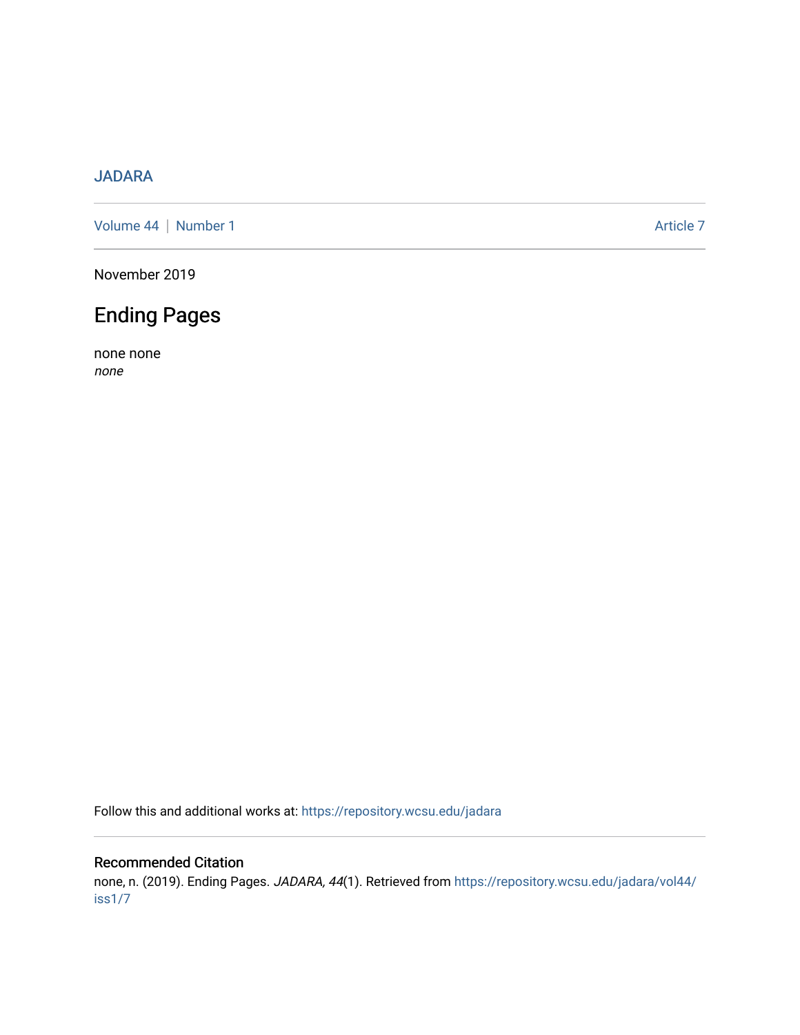JADARA

Volume 44 | Number 1 Article 7

November 2019

# Ending Pages

none none
*none*

Follow this and additional works at: https://repository.wcsu.edu/jadara

## Recommended Citation

none, n. (2019). Ending Pages. *JADARA, 44*(1). Retrieved from https://repository.wcsu.edu/jadara/vol44/iss1/7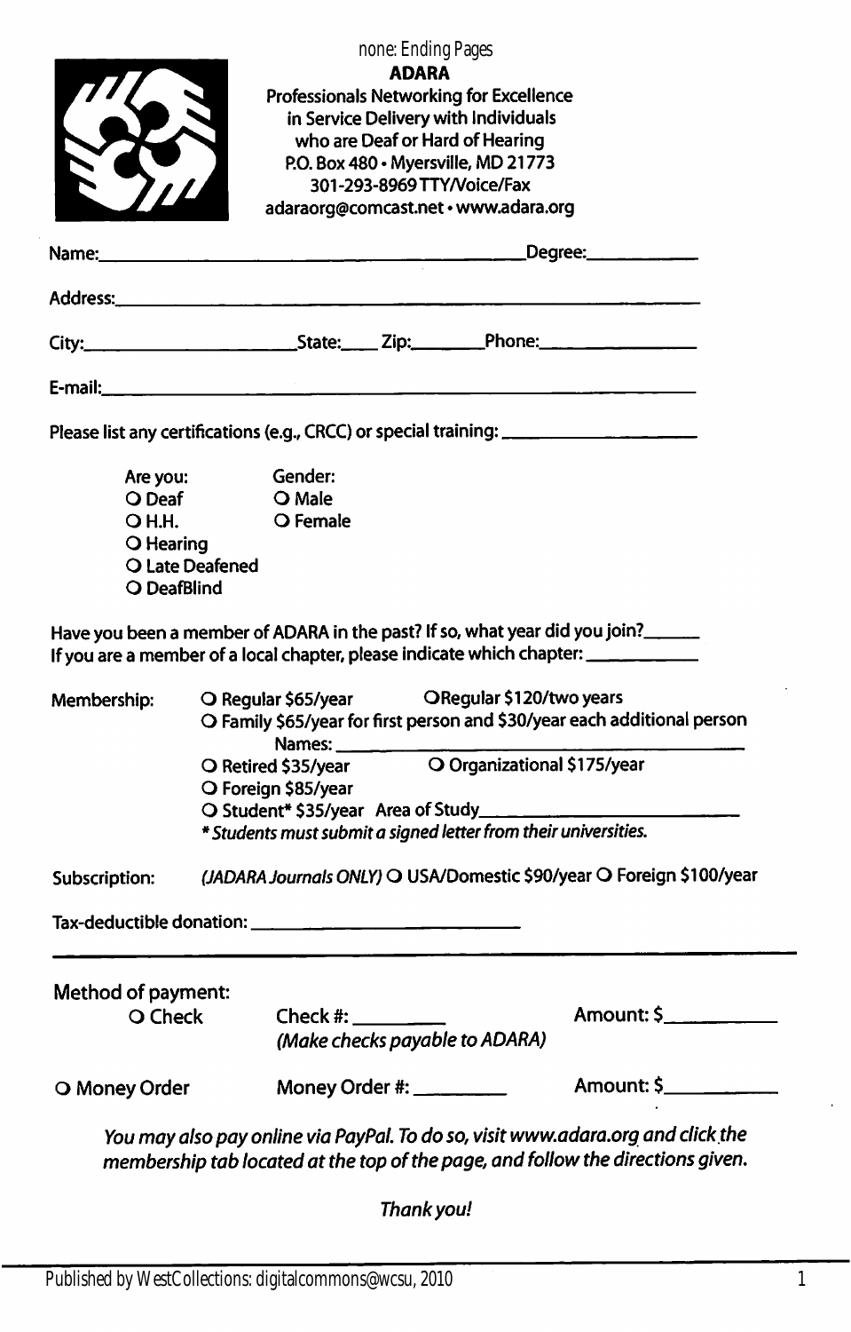none: Ending Pages

**ADARA**

**Professionals Networking for Excellence in Service Delivery with Individuals who are Deaf or Hard of Hearing**

**P.O. Box 480 • Myersville, MD 21773**

**301-293-8969 TTY/Voice/Fax**

**adaraorg@comcast.net • www.adara.org**

Name:______________________________ Degree:__________

Address:______________________________

City:______________ State:____ Zip:________ Phone:______________

E-mail:______________________________

Please list any certifications (e.g., CRCC) or special training: ________________

Are you:
- O Deaf
- O H.H.
- O Hearing
- O Late Deafened
- O DeafBlind

Gender:
- O Male
- O Female

Have you been a member of ADARA in the past? If so, what year did you join?______

If you are a member of a local chapter, please indicate which chapter: __________

Membership:
- O Regular $65/year
- O Regular $120/two years
- O Family $65/year for first person and $30/year each additional person
  Names: ______________________________
- O Retired $35/year
- O Organizational $175/year
- O Foreign $85/year
- O Student* $35/year Area of Study______________________

*\* Students must submit a signed letter from their universities.*

Subscription: *(JADARA Journals ONLY)* O USA/Domestic $90/year O Foreign $100/year

Tax-deductible donation: ______________________

---

Method of payment:

O Check  Check #: _________ *(Make checks payable to ADARA)*  Amount: $__________

O Money Order  Money Order #: _________  Amount: $__________

*You may also pay online via PayPal. To do so, visit www.adara.org and click the membership tab located at the top of the page, and follow the directions given.*

*Thank you!*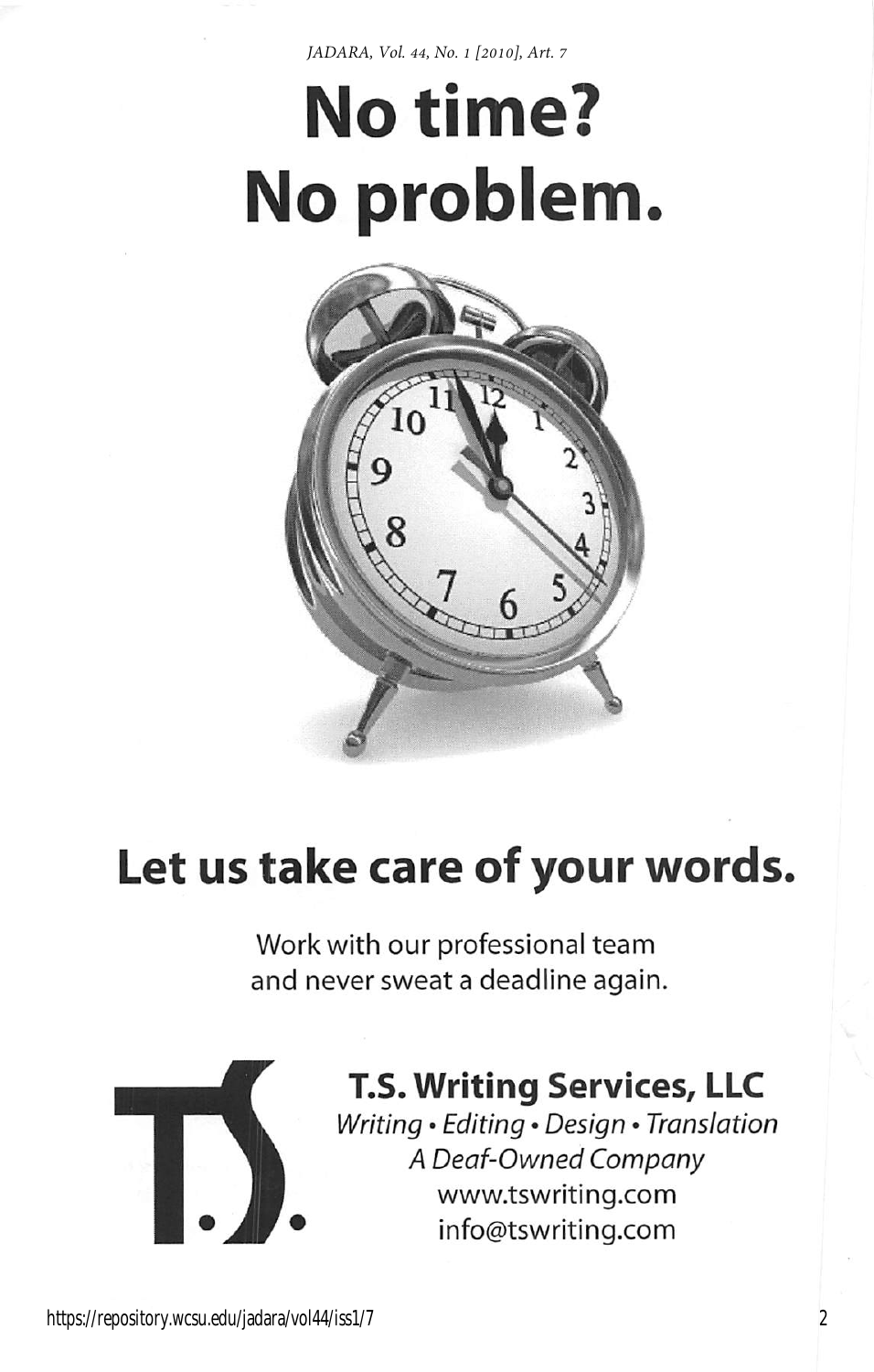# No time? No problem.

## Let us take care of your words.

Work with our professional team
and never sweat a deadline again.

**T.S. Writing Services, LLC**

*Writing • Editing • Design • Translation*

*A Deaf-Owned Company*

www.tswriting.com

info@tswriting.com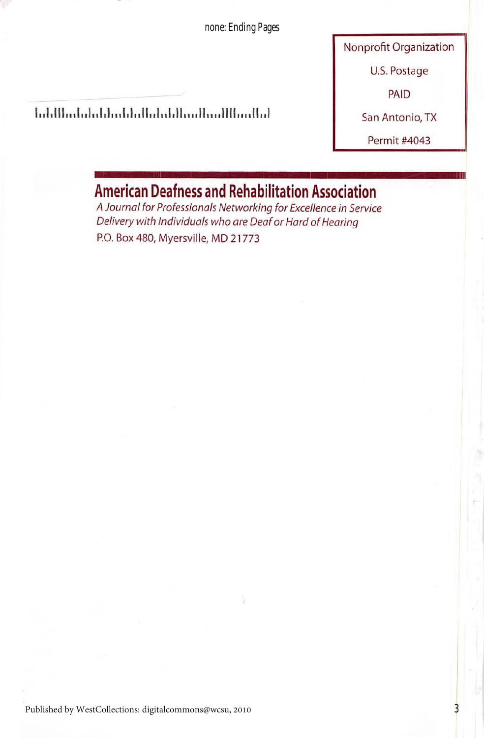Nonprofit Organization

U.S. Postage

PAID

San Antonio, TX

Permit #4043

## American Deafness and Rehabilitation Association

*A Journal for Professionals Networking for Excellence in Service Delivery with Individuals who are Deaf or Hard of Hearing*

P.O. Box 480, Myersville, MD 21773